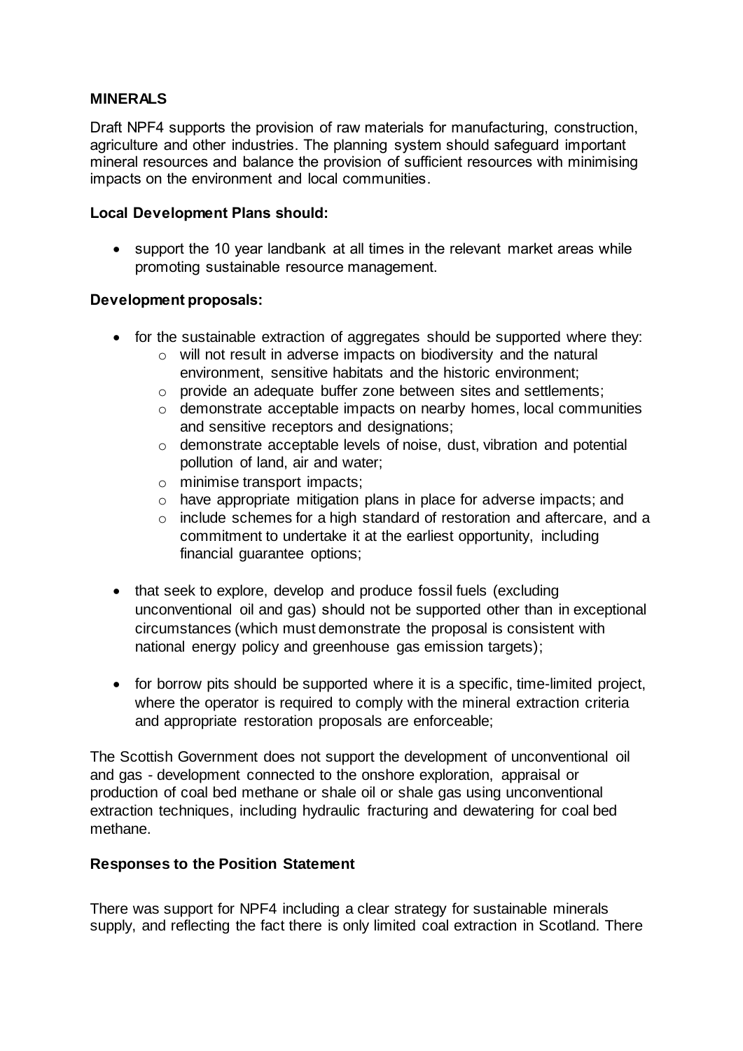## MINERALS

Draft NPF4 supports the provision of raw materials for manufacturing, construction, agriculture and other industries. The planning system should safeguard important mineral resources and balance the provision of sufficient resources with minimising impacts on the environment and local communities.

**Local Development Plans should:**

- support the 10 year landbank at all times in the relevant market areas while promoting sustainable resource management.

**Development proposals:**

- for the sustainable extraction of aggregates should be supported where they:
  - will not result in adverse impacts on biodiversity and the natural environment, sensitive habitats and the historic environment;
  - provide an adequate buffer zone between sites and settlements;
  - demonstrate acceptable impacts on nearby homes, local communities and sensitive receptors and designations;
  - demonstrate acceptable levels of noise, dust, vibration and potential pollution of land, air and water;
  - minimise transport impacts;
  - have appropriate mitigation plans in place for adverse impacts; and
  - include schemes for a high standard of restoration and aftercare, and a commitment to undertake it at the earliest opportunity, including financial guarantee options;

- that seek to explore, develop and produce fossil fuels (excluding unconventional oil and gas) should not be supported other than in exceptional circumstances (which must demonstrate the proposal is consistent with national energy policy and greenhouse gas emission targets);

- for borrow pits should be supported where it is a specific, time-limited project, where the operator is required to comply with the mineral extraction criteria and appropriate restoration proposals are enforceable;

The Scottish Government does not support the development of unconventional oil and gas - development connected to the onshore exploration, appraisal or production of coal bed methane or shale oil or shale gas using unconventional extraction techniques, including hydraulic fracturing and dewatering for coal bed methane.

**Responses to the Position Statement**

There was support for NPF4 including a clear strategy for sustainable minerals supply, and reflecting the fact there is only limited coal extraction in Scotland. There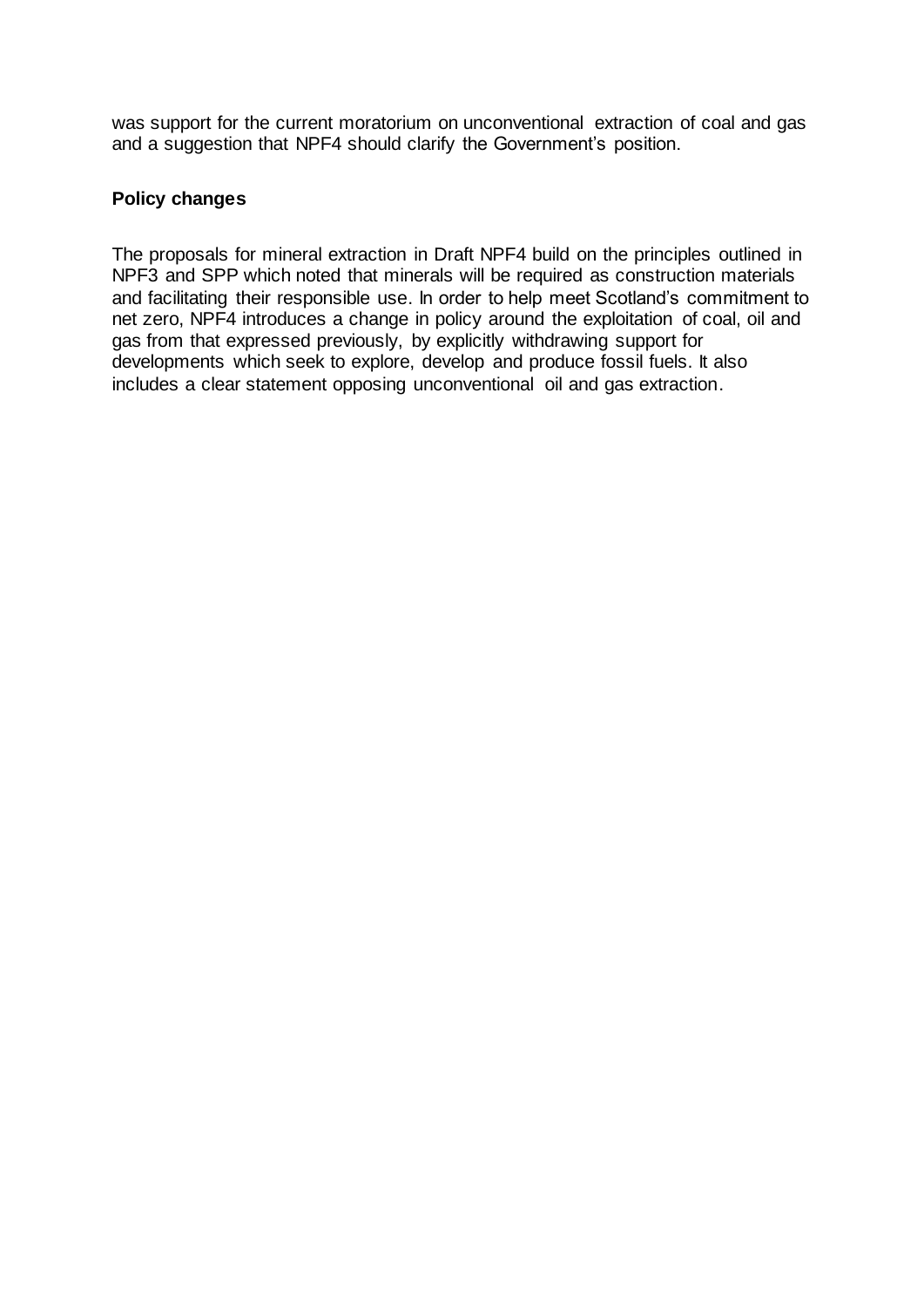was support for the current moratorium on unconventional extraction of coal and gas and a suggestion that NPF4 should clarify the Government's position.

**Policy changes**

The proposals for mineral extraction in Draft NPF4 build on the principles outlined in NPF3 and SPP which noted that minerals will be required as construction materials and facilitating their responsible use. In order to help meet Scotland's commitment to net zero, NPF4 introduces a change in policy around the exploitation of coal, oil and gas from that expressed previously, by explicitly withdrawing support for developments which seek to explore, develop and produce fossil fuels. It also includes a clear statement opposing unconventional oil and gas extraction.